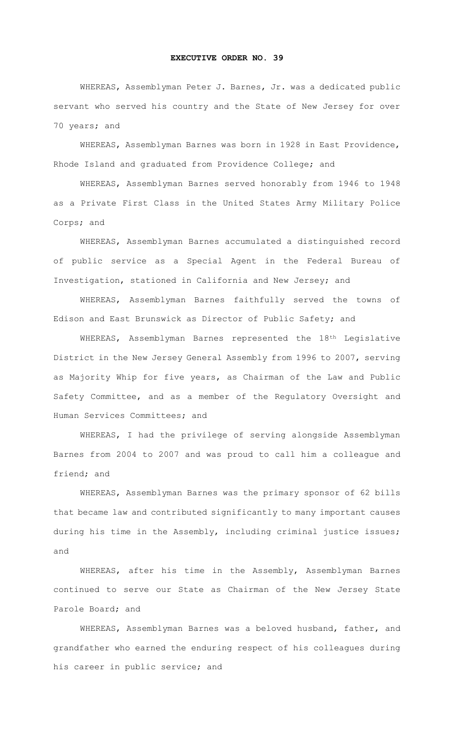**EXECUTIVE ORDER NO. 39**

WHEREAS, Assemblyman Peter J. Barnes, Jr. was a dedicated public servant who served his country and the State of New Jersey for over 70 years; and

WHEREAS, Assemblyman Barnes was born in 1928 in East Providence, Rhode Island and graduated from Providence College; and

WHEREAS, Assemblyman Barnes served honorably from 1946 to 1948 as a Private First Class in the United States Army Military Police Corps; and

WHEREAS, Assemblyman Barnes accumulated a distinguished record of public service as a Special Agent in the Federal Bureau of Investigation, stationed in California and New Jersey; and

WHEREAS, Assemblyman Barnes faithfully served the towns of Edison and East Brunswick as Director of Public Safety; and

WHEREAS, Assemblyman Barnes represented the 18th Legislative District in the New Jersey General Assembly from 1996 to 2007, serving as Majority Whip for five years, as Chairman of the Law and Public Safety Committee, and as a member of the Regulatory Oversight and Human Services Committees; and

WHEREAS, I had the privilege of serving alongside Assemblyman Barnes from 2004 to 2007 and was proud to call him a colleague and friend; and

WHEREAS, Assemblyman Barnes was the primary sponsor of 62 bills that became law and contributed significantly to many important causes during his time in the Assembly, including criminal justice issues; and

WHEREAS, after his time in the Assembly, Assemblyman Barnes continued to serve our State as Chairman of the New Jersey State Parole Board; and

WHEREAS, Assemblyman Barnes was a beloved husband, father, and grandfather who earned the enduring respect of his colleagues during his career in public service; and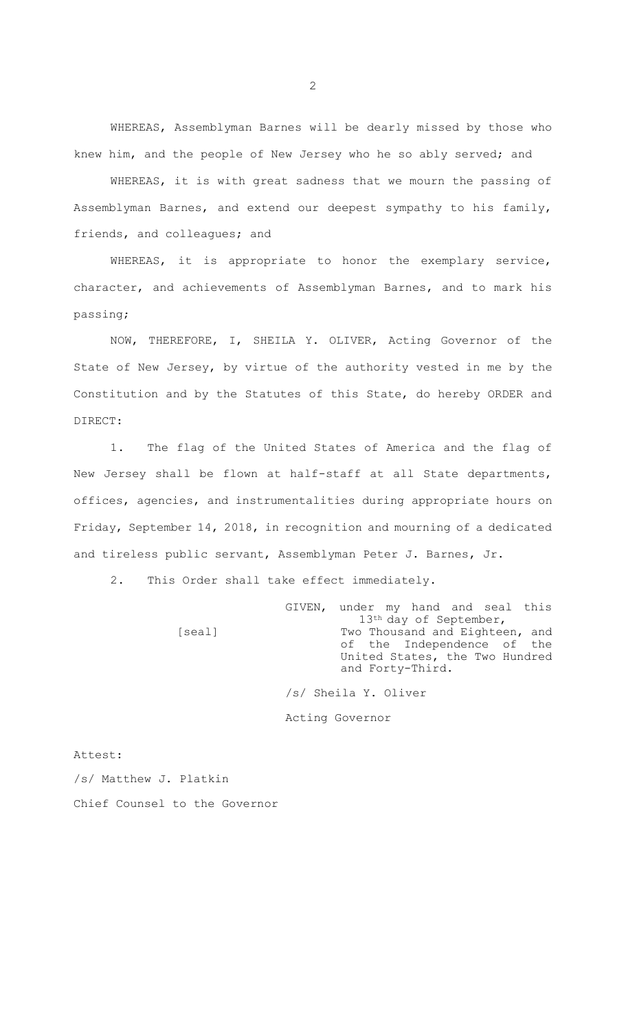WHEREAS, Assemblyman Barnes will be dearly missed by those who knew him, and the people of New Jersey who he so ably served; and

WHEREAS, it is with great sadness that we mourn the passing of Assemblyman Barnes, and extend our deepest sympathy to his family, friends, and colleagues; and

WHEREAS, it is appropriate to honor the exemplary service, character, and achievements of Assemblyman Barnes, and to mark his passing;

NOW, THEREFORE, I, SHEILA Y. OLIVER, Acting Governor of the State of New Jersey, by virtue of the authority vested in me by the Constitution and by the Statutes of this State, do hereby ORDER and DIRECT:

1. The flag of the United States of America and the flag of New Jersey shall be flown at half-staff at all State departments, offices, agencies, and instrumentalities during appropriate hours on Friday, September 14, 2018, in recognition and mourning of a dedicated and tireless public servant, Assemblyman Peter J. Barnes, Jr.

2. This Order shall take effect immediately.

[seal]

GIVEN, under my hand and seal this 13th day of September, Two Thousand and Eighteen, and of the Independence of the United States, the Two Hundred and Forty-Third.

/s/ Sheila Y. Oliver

Acting Governor

Attest:

/s/ Matthew J. Platkin

Chief Counsel to the Governor